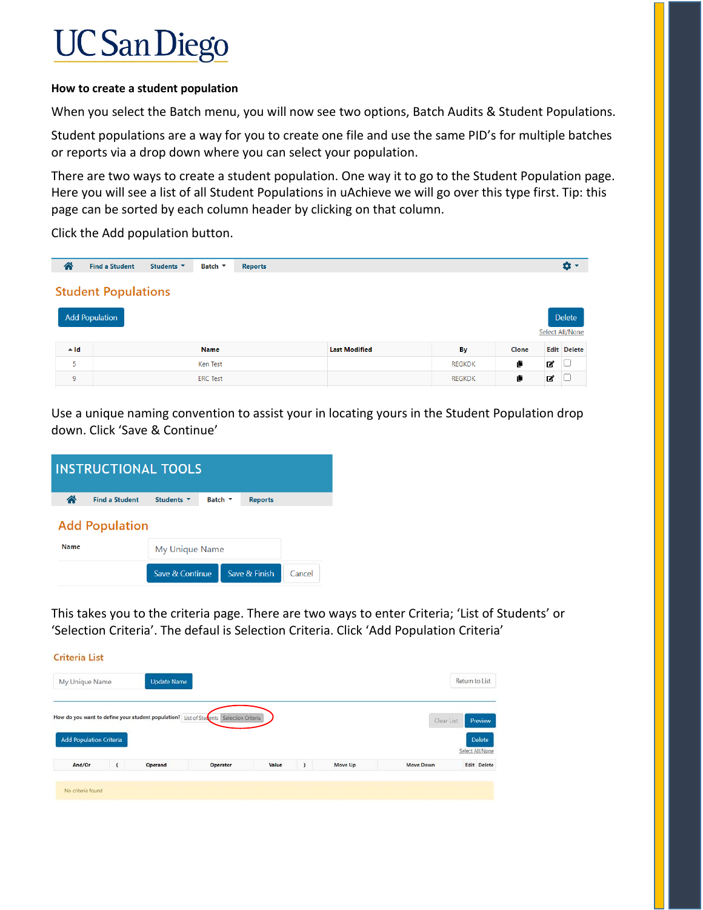# UC San Diego

**How to create a student population**

When you select the Batch menu, you will now see two options, Batch Audits & Student Populations.

Student populations are a way for you to create one file and use the same PID's for multiple batches or reports via a drop down where you can select your population.

There are two ways to create a student population. One way it to go to the Student Population page. Here you will see a list of all Student Populations in uAchieve we will go over this type first. Tip: this page can be sorted by each column header by clicking on that column.

Click the Add population button.

Find a Student | Students | Batch | Reports

## Student Populations

Add Population | Delete | Select All/None

| Id | Name | Last Modified | By | Clone | Edit | Delete |
|---|---|---|---|---|---|---|
| 5 | Ken Test | | REGKDK | | | |
| 9 | ERC Test | | REGKDK | | | |

Use a unique naming convention to assist your in locating yours in the Student Population drop down. Click 'Save & Continue'

INSTRUCTIONAL TOOLS

Find a Student | Students | Batch | Reports

## Add Population

Name: My Unique Name

Save & Continue | Save & Finish | Cancel

This takes you to the criteria page. There are two ways to enter Criteria; 'List of Students' or 'Selection Criteria'. The defaul is Selection Criteria. Click 'Add Population Criteria'

## Criteria List

My Unique Name | Update Name | Return to List

How do you want to define your student population? List of Students | Selection Criteria

Clear List | Preview

Add Population Criteria | Delete | Select All/None

| And/Or | ( | Operand | Operator | Value | ) | Move Up | Move Down | Edit | Delete |
|---|---|---|---|---|---|---|---|---|---|

No criteria found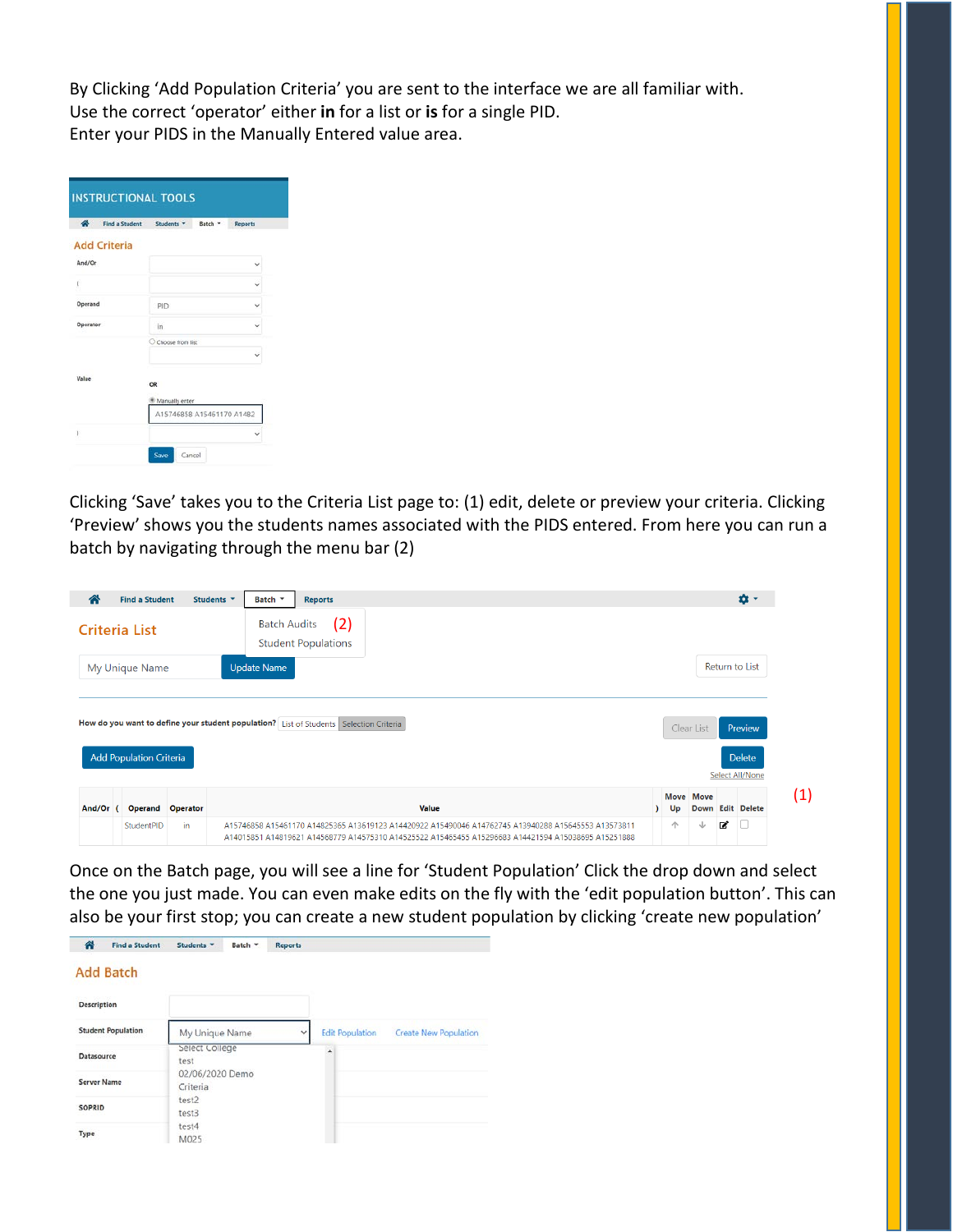By Clicking 'Add Population Criteria' you are sent to the interface we are all familiar with.
Use the correct 'operator' either **in** for a list or **is** for a single PID.
Enter your PIDS in the Manually Entered value area.

Clicking 'Save' takes you to the Criteria List page to: (1) edit, delete or preview your criteria. Clicking 'Preview' shows you the students names associated with the PIDS entered. From here you can run a batch by navigating through the menu bar (2)

Once on the Batch page, you will see a line for 'Student Population' Click the drop down and select the one you just made. You can even make edits on the fly with the 'edit population button'. This can also be your first stop; you can create a new student population by clicking 'create new population'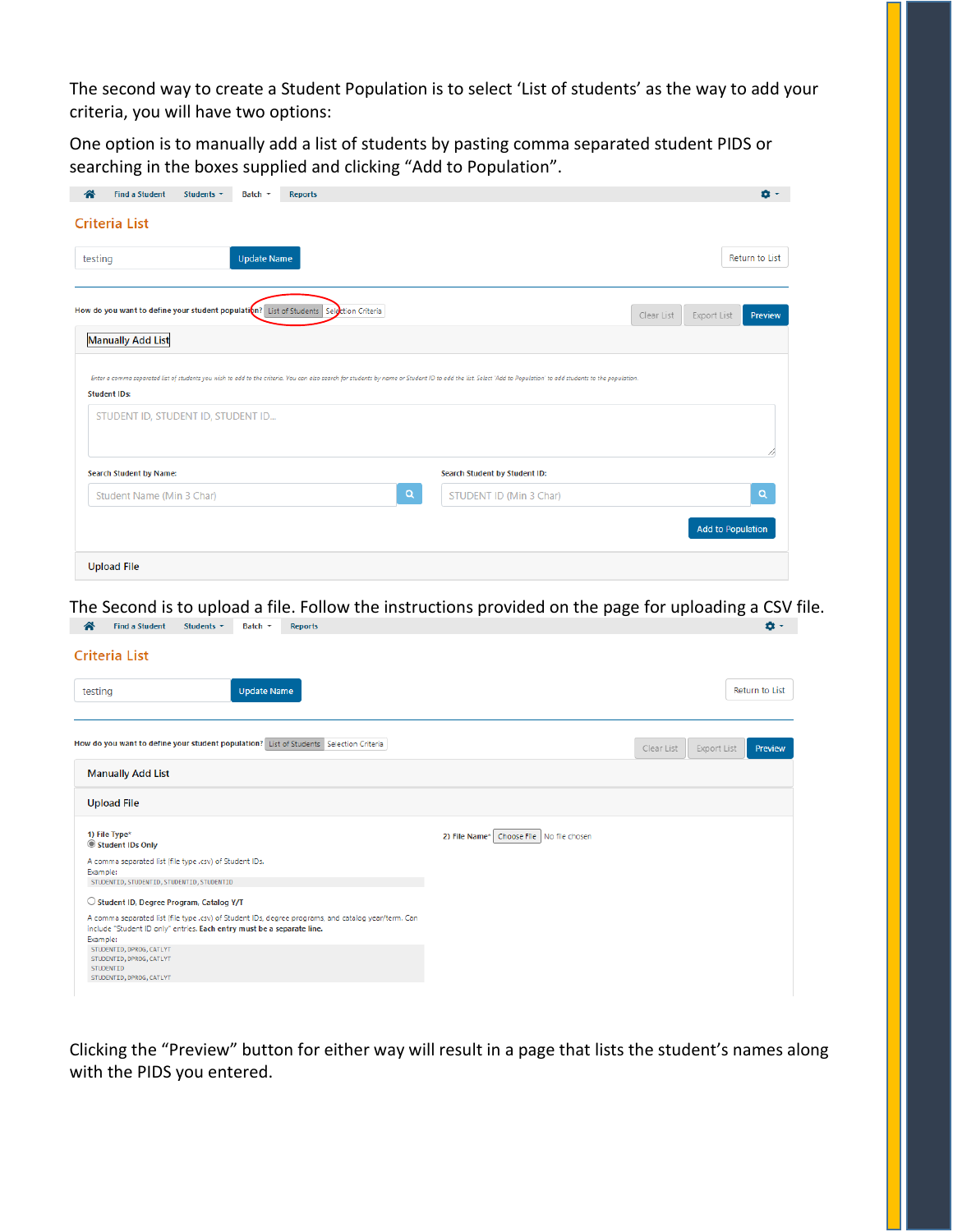The second way to create a Student Population is to select 'List of students' as the way to add your criteria, you will have two options:

One option is to manually add a list of students by pasting comma separated student PIDS or searching in the boxes supplied and clicking "Add to Population".

Find a Student | Students | Batch | Reports

**Criteria List**

testing | Update Name | Return to List

How do you want to define your student population? List of Students | Selection Criteria

Clear List | Export List | Preview

Manually Add List

*Enter a comma separated list of students you wish to add to the criteria. You can also search for students by name or Student ID to add the list. Select 'Add to Population' to add students to the population.*

Student IDs:

STUDENT ID, STUDENT ID, STUDENT ID...

Search Student by Name: Student Name (Min 3 Char)

Search Student by Student ID: STUDENT ID (Min 3 Char)

Add to Population

Upload File

The Second is to upload a file. Follow the instructions provided on the page for uploading a CSV file.

Find a Student | Students | Batch | Reports

**Criteria List**

testing | Update Name | Return to List

How do you want to define your student population? List of Students | Selection Criteria

Clear List | Export List | Preview

Manually Add List

Upload File

1) File Type*

Student IDs Only

A comma separated list (file type .csv) of Student IDs.

Example:

```
STUDENTID, STUDENTID, STUDENTID, STUDENTID
```

Student ID, Degree Program, Catalog Y/T

A comma separated list (file type .csv) of Student IDs, degree programs, and catalog year/term. Can include "Student ID only" entries. **Each entry must be a separate line.**

Example:

```
STUDENTID, DPROG, CATLYT
STUDENTID, DPROG, CATLYT
STUDENTID
STUDENTID, DPROG, CATLYT
```

2) File Name* Choose File No file chosen

Clicking the "Preview" button for either way will result in a page that lists the student's names along with the PIDS you entered.